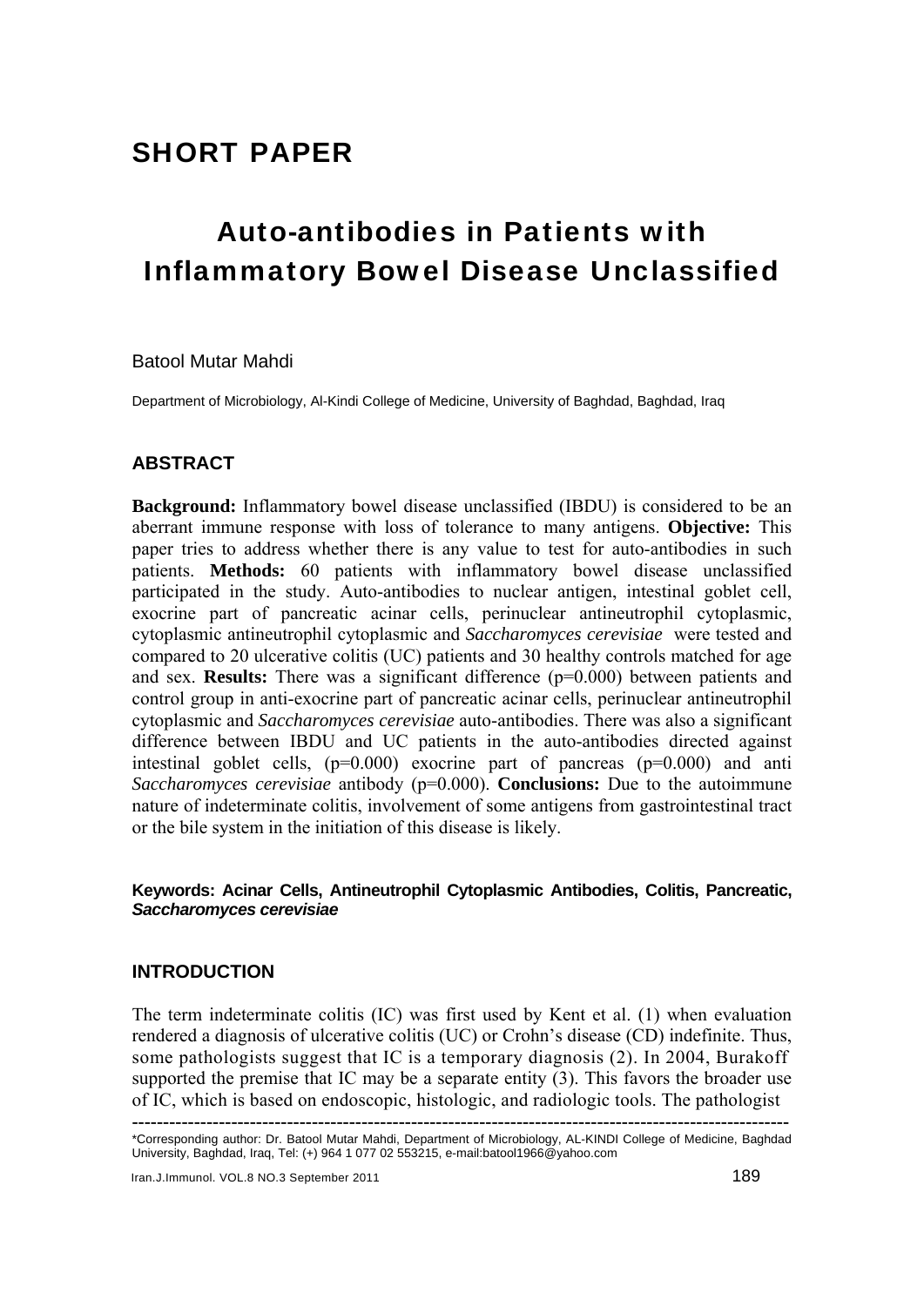SHORT PAPER

# Auto-antibodies in Patients with Inflammatory Bowel Disease Unclassified

Batool Mutar Mahdi

Department of Microbiology, Al-Kindi College of Medicine, University of Baghdad, Baghdad, Iraq

## ABSTRACT

**Background:** Inflammatory bowel disease unclassified (IBDU) is considered to be an aberrant immune response with loss of tolerance to many antigens. **Objective:** This paper tries to address whether there is any value to test for auto-antibodies in such patients. **Methods:** 60 patients with inflammatory bowel disease unclassified participated in the study. Auto-antibodies to nuclear antigen, intestinal goblet cell, exocrine part of pancreatic acinar cells, perinuclear antineutrophil cytoplasmic, cytoplasmic antineutrophil cytoplasmic and *Saccharomyces cerevisiae* were tested and compared to 20 ulcerative colitis (UC) patients and 30 healthy controls matched for age and sex. **Results:** There was a significant difference (p=0.000) between patients and control group in anti-exocrine part of pancreatic acinar cells, perinuclear antineutrophil cytoplasmic and *Saccharomyces cerevisiae* auto-antibodies. There was also a significant difference between IBDU and UC patients in the auto-antibodies directed against intestinal goblet cells, (p=0.000) exocrine part of pancreas (p=0.000) and anti *Saccharomyces cerevisiae* antibody (p=0.000). **Conclusions:** Due to the autoimmune nature of indeterminate colitis, involvement of some antigens from gastrointestinal tract or the bile system in the initiation of this disease is likely.

**Keywords: Acinar Cells, Antineutrophil Cytoplasmic Antibodies, Colitis, Pancreatic, *Saccharomyces cerevisiae***

## INTRODUCTION

The term indeterminate colitis (IC) was first used by Kent et al. (1) when evaluation rendered a diagnosis of ulcerative colitis (UC) or Crohn's disease (CD) indefinite. Thus, some pathologists suggest that IC is a temporary diagnosis (2). In 2004, Burakoff supported the premise that IC may be a separate entity (3). This favors the broader use of IC, which is based on endoscopic, histologic, and radiologic tools. The pathologist

---

*Corresponding author: Dr. Batool Mutar Mahdi, Department of Microbiology, AL-KINDI College of Medicine, Baghdad University, Baghdad, Iraq, Tel: (+) 964 1 077 02 553215, e-mail:batool1966@yahoo.com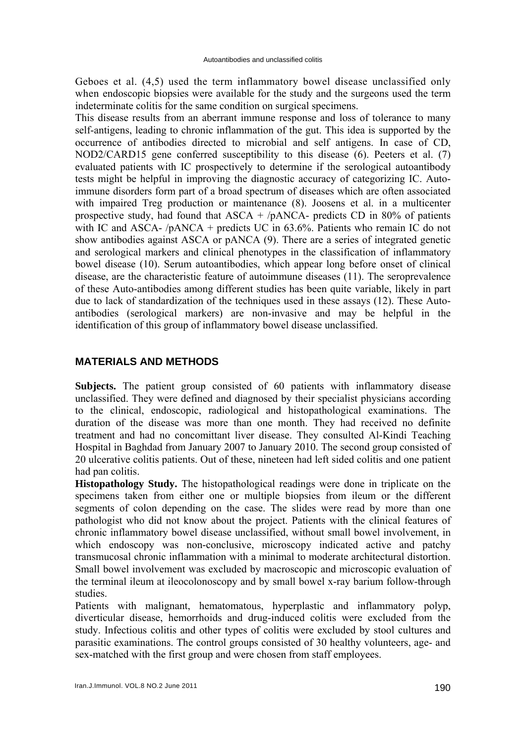Geboes et al. (4,5) used the term inflammatory bowel disease unclassified only when endoscopic biopsies were available for the study and the surgeons used the term indeterminate colitis for the same condition on surgical specimens.

This disease results from an aberrant immune response and loss of tolerance to many self-antigens, leading to chronic inflammation of the gut. This idea is supported by the occurrence of antibodies directed to microbial and self antigens. In case of CD, NOD2/CARD15 gene conferred susceptibility to this disease (6). Peeters et al. (7) evaluated patients with IC prospectively to determine if the serological autoantibody tests might be helpful in improving the diagnostic accuracy of categorizing IC. Auto-immune disorders form part of a broad spectrum of diseases which are often associated with impaired Treg production or maintenance (8). Joosens et al. in a multicenter prospective study, had found that ASCA + /pANCA- predicts CD in 80% of patients with IC and ASCA- /pANCA + predicts UC in 63.6%. Patients who remain IC do not show antibodies against ASCA or pANCA (9). There are a series of integrated genetic and serological markers and clinical phenotypes in the classification of inflammatory bowel disease (10). Serum autoantibodies, which appear long before onset of clinical disease, are the characteristic feature of autoimmune diseases (11). The seroprevalence of these Auto-antibodies among different studies has been quite variable, likely in part due to lack of standardization of the techniques used in these assays (12). These Auto-antibodies (serological markers) are non-invasive and may be helpful in the identification of this group of inflammatory bowel disease unclassified.

## MATERIALS AND METHODS

**Subjects.** The patient group consisted of 60 patients with inflammatory disease unclassified. They were defined and diagnosed by their specialist physicians according to the clinical, endoscopic, radiological and histopathological examinations. The duration of the disease was more than one month. They had received no definite treatment and had no concomittant liver disease. They consulted Al-Kindi Teaching Hospital in Baghdad from January 2007 to January 2010. The second group consisted of 20 ulcerative colitis patients. Out of these, nineteen had left sided colitis and one patient had pan colitis.

**Histopathology Study.** The histopathological readings were done in triplicate on the specimens taken from either one or multiple biopsies from ileum or the different segments of colon depending on the case. The slides were read by more than one pathologist who did not know about the project. Patients with the clinical features of chronic inflammatory bowel disease unclassified, without small bowel involvement, in which endoscopy was non-conclusive, microscopy indicated active and patchy transmucosal chronic inflammation with a minimal to moderate architectural distortion. Small bowel involvement was excluded by macroscopic and microscopic evaluation of the terminal ileum at ileocolonoscopy and by small bowel x-ray barium follow-through studies.

Patients with malignant, hematomatous, hyperplastic and inflammatory polyp, diverticular disease, hemorrhoids and drug-induced colitis were excluded from the study. Infectious colitis and other types of colitis were excluded by stool cultures and parasitic examinations. The control groups consisted of 30 healthy volunteers, age- and sex-matched with the first group and were chosen from staff employees.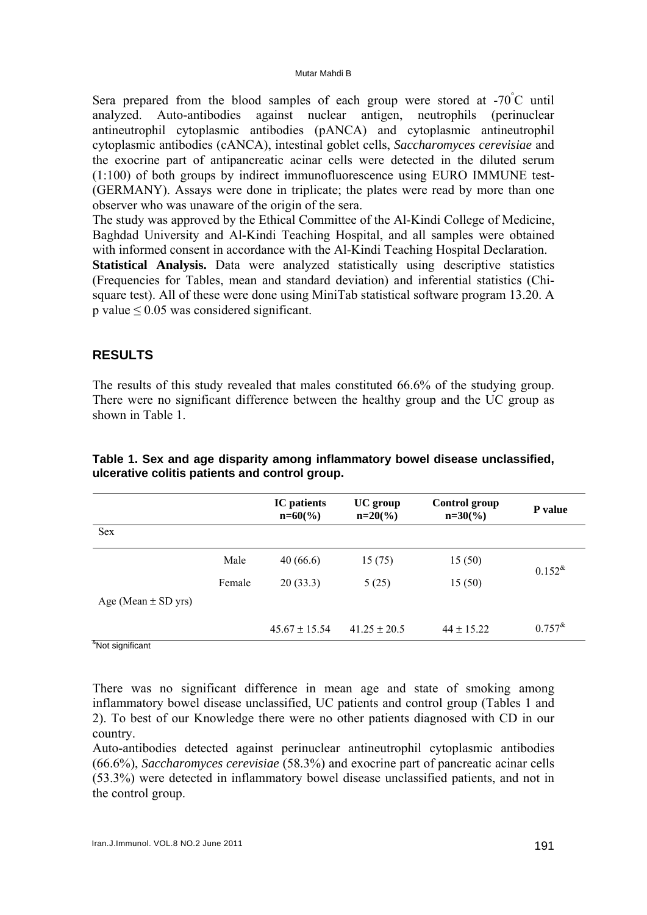Sera prepared from the blood samples of each group were stored at -70°C until analyzed. Auto-antibodies against nuclear antigen, neutrophils (perinuclear antineutrophil cytoplasmic antibodies (pANCA) and cytoplasmic antineutrophil cytoplasmic antibodies (cANCA), intestinal goblet cells, *Saccharomyces cerevisiae* and the exocrine part of antipancreatic acinar cells were detected in the diluted serum (1:100) of both groups by indirect immunofluorescence using EURO IMMUNE test-(GERMANY). Assays were done in triplicate; the plates were read by more than one observer who was unaware of the origin of the sera.

The study was approved by the Ethical Committee of the Al-Kindi College of Medicine, Baghdad University and Al-Kindi Teaching Hospital, and all samples were obtained with informed consent in accordance with the Al-Kindi Teaching Hospital Declaration.

**Statistical Analysis.** Data were analyzed statistically using descriptive statistics (Frequencies for Tables, mean and standard deviation) and inferential statistics (Chi-square test). All of these were done using MiniTab statistical software program 13.20. A p value $\leq 0.05$ was considered significant.

## RESULTS

The results of this study revealed that males constituted 66.6% of the studying group. There were no significant difference between the healthy group and the UC group as shown in Table 1.

**Table 1. Sex and age disparity among inflammatory bowel disease unclassified, ulcerative colitis patients and control group.**

| | | IC patients n=60(%) | UC group n=20(%) | Control group n=30(%) | P value |
|---|---|---|---|---|---|
| Sex | | | | | |
| | Male | 40 (66.6) | 15 (75) | 15 (50) | 0.152[&] |
| | Female | 20 (33.3) | 5 (25) | 15 (50) | |
| Age (Mean ± SD yrs) | | | | | |
| | | 45.67 ± 15.54 | 41.25 ± 20.5 | 44 ± 15.22 | 0.757[&] |

[&]Not significant

There was no significant difference in mean age and state of smoking among inflammatory bowel disease unclassified, UC patients and control group (Tables 1 and 2). To best of our Knowledge there were no other patients diagnosed with CD in our country.

Auto-antibodies detected against perinuclear antineutrophil cytoplasmic antibodies (66.6%), *Saccharomyces cerevisiae* (58.3%) and exocrine part of pancreatic acinar cells (53.3%) were detected in inflammatory bowel disease unclassified patients, and not in the control group.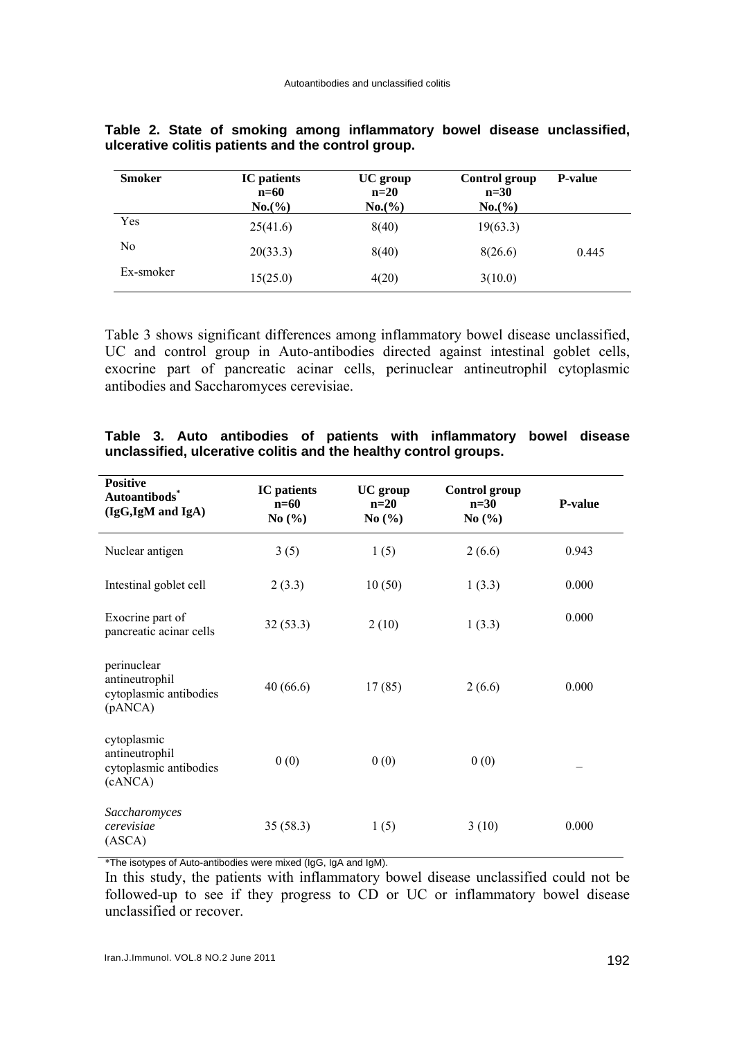**Table 2. State of smoking among inflammatory bowel disease unclassified, ulcerative colitis patients and the control group.**

| Smoker | IC patients n=60 No.(%) | UC group n=20 No.(%) | Control group n=30 No.(%) | P-value |
|---|---|---|---|---|
| Yes | 25(41.6) | 8(40) | 19(63.3) | |
| No | 20(33.3) | 8(40) | 8(26.6) | 0.445 |
| Ex-smoker | 15(25.0) | 4(20) | 3(10.0) | |

Table 3 shows significant differences among inflammatory bowel disease unclassified, UC and control group in Auto-antibodies directed against intestinal goblet cells, exocrine part of pancreatic acinar cells, perinuclear antineutrophil cytoplasmic antibodies and Saccharomyces cerevisiae.

**Table 3. Auto antibodies of patients with inflammatory bowel disease unclassified, ulcerative colitis and the healthy control groups.**

| Positive Autoantibods* (IgG,IgM and IgA) | IC patients n=60 No (%) | UC group n=20 No (%) | Control group n=30 No (%) | P-value |
|---|---|---|---|---|
| Nuclear antigen | 3 (5) | 1 (5) | 2 (6.6) | 0.943 |
| Intestinal goblet cell | 2 (3.3) | 10 (50) | 1 (3.3) | 0.000 |
| Exocrine part of pancreatic acinar cells | 32 (53.3) | 2 (10) | 1 (3.3) | 0.000 |
| perinuclear antineutrophil cytoplasmic antibodies (pANCA) | 40 (66.6) | 17 (85) | 2 (6.6) | 0.000 |
| cytoplasmic antineutrophil cytoplasmic antibodies (cANCA) | 0 (0) | 0 (0) | 0 (0) | – |
| *Saccharomyces cerevisiae* (ASCA) | 35 (58.3) | 1 (5) | 3 (10) | 0.000 |

*The isotypes of Auto-antibodies were mixed (IgG, IgA and IgM).

In this study, the patients with inflammatory bowel disease unclassified could not be followed-up to see if they progress to CD or UC or inflammatory bowel disease unclassified or recover.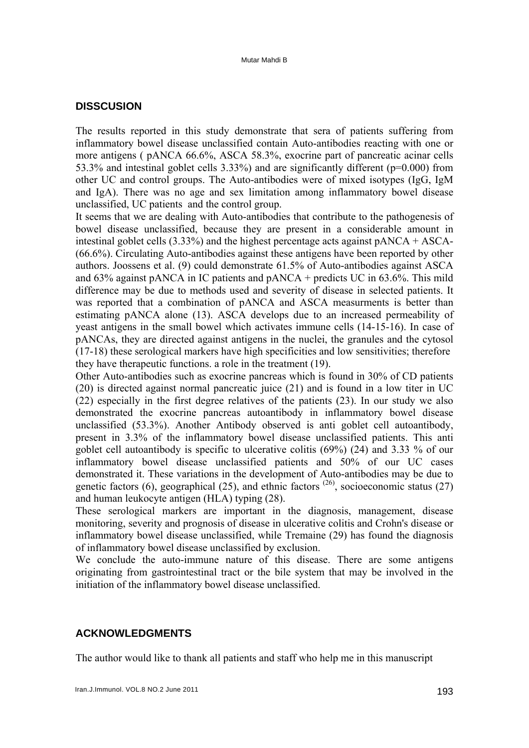## DISSCUSION

The results reported in this study demonstrate that sera of patients suffering from inflammatory bowel disease unclassified contain Auto-antibodies reacting with one or more antigens ( pANCA 66.6%, ASCA 58.3%, exocrine part of pancreatic acinar cells 53.3% and intestinal goblet cells 3.33%) and are significantly different (p=0.000) from other UC and control groups. The Auto-antibodies were of mixed isotypes (IgG, IgM and IgA). There was no age and sex limitation among inflammatory bowel disease unclassified, UC patients and the control group.

It seems that we are dealing with Auto-antibodies that contribute to the pathogenesis of bowel disease unclassified, because they are present in a considerable amount in intestinal goblet cells (3.33%) and the highest percentage acts against pANCA + ASCA- (66.6%). Circulating Auto-antibodies against these antigens have been reported by other authors. Joossens et al. (9) could demonstrate 61.5% of Auto-antibodies against ASCA and 63% against pANCA in IC patients and pANCA + predicts UC in 63.6%. This mild difference may be due to methods used and severity of disease in selected patients. It was reported that a combination of pANCA and ASCA measurments is better than estimating pANCA alone (13). ASCA develops due to an increased permeability of yeast antigens in the small bowel which activates immune cells (14-15-16). In case of pANCAs, they are directed against antigens in the nuclei, the granules and the cytosol (17-18) these serological markers have high specificities and low sensitivities; therefore they have therapeutic functions. a role in the treatment (19).

Other Auto-antibodies such as exocrine pancreas which is found in 30% of CD patients (20) is directed against normal pancreatic juice (21) and is found in a low titer in UC (22) especially in the first degree relatives of the patients (23). In our study we also demonstrated the exocrine pancreas autoantibody in inflammatory bowel disease unclassified (53.3%). Another Antibody observed is anti goblet cell autoantibody, present in 3.3% of the inflammatory bowel disease unclassified patients. This anti goblet cell autoantibody is specific to ulcerative colitis (69%) (24) and 3.33 % of our inflammatory bowel disease unclassified patients and 50% of our UC cases demonstrated it. These variations in the development of Auto-antibodies may be due to genetic factors (6), geographical (25), and ethnic factors (26), socioeconomic status (27) and human leukocyte antigen (HLA) typing (28).

These serological markers are important in the diagnosis, management, disease monitoring, severity and prognosis of disease in ulcerative colitis and Crohn's disease or inflammatory bowel disease unclassified, while Tremaine (29) has found the diagnosis of inflammatory bowel disease unclassified by exclusion.

We conclude the auto-immune nature of this disease. There are some antigens originating from gastrointestinal tract or the bile system that may be involved in the initiation of the inflammatory bowel disease unclassified.

## ACKNOWLEDGMENTS

The author would like to thank all patients and staff who help me in this manuscript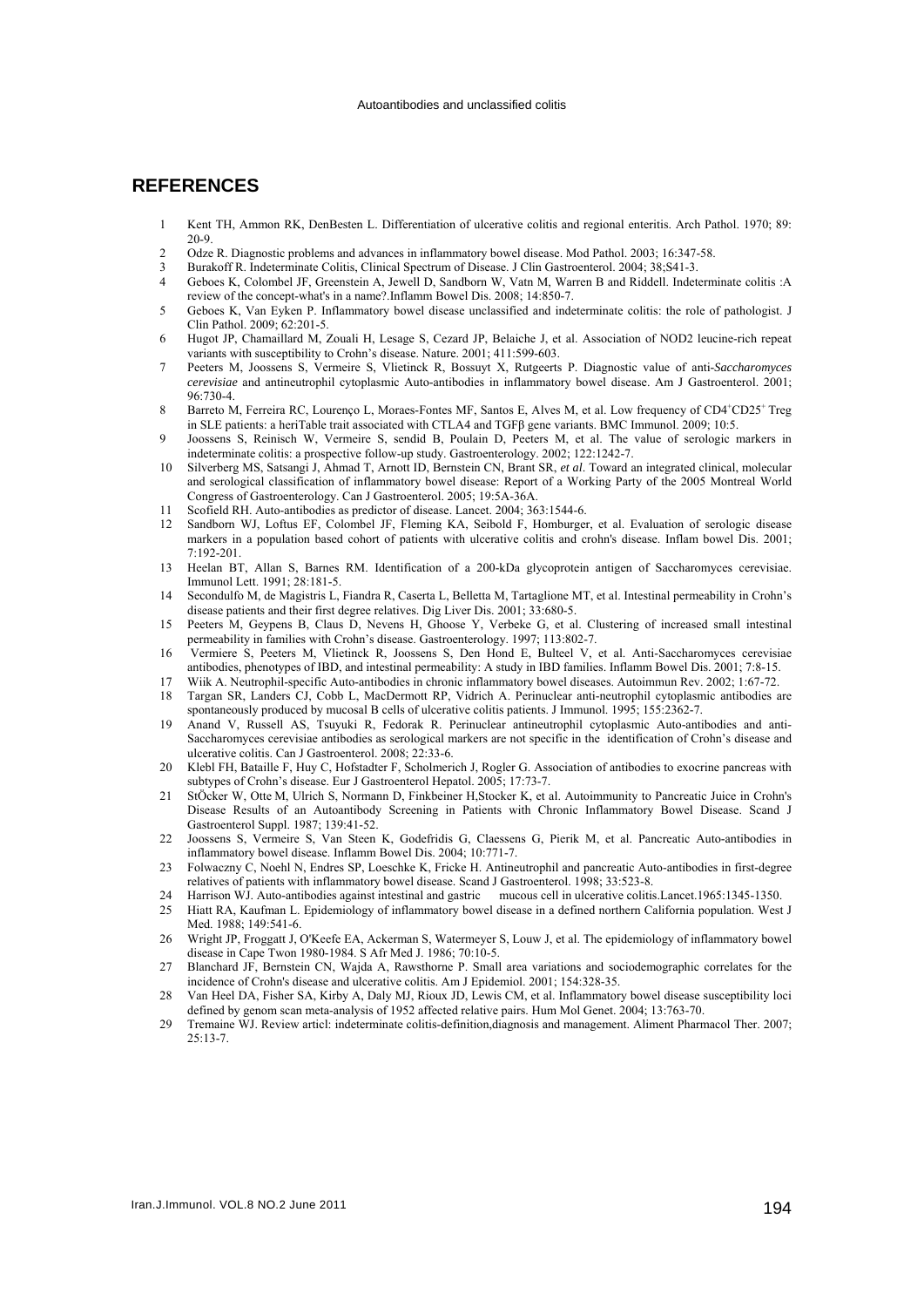## REFERENCES

1. Kent TH, Ammon RK, DenBesten L. Differentiation of ulcerative colitis and regional enteritis. Arch Pathol. 1970; 89: 20-9.
2. Odze R. Diagnostic problems and advances in inflammatory bowel disease. Mod Pathol. 2003; 16:347-58.
3. Burakoff R. Indeterminate Colitis, Clinical Spectrum of Disease. J Clin Gastroenterol. 2004; 38;S41-3.
4. Geboes K, Colombel JF, Greenstein A, Jewell D, Sandborn W, Vatn M, Warren B and Riddell. Indeterminate colitis :A review of the concept-what's in a name?.Inflamm Bowel Dis. 2008; 14:850-7.
5. Geboes K, Van Eyken P. Inflammatory bowel disease unclassified and indeterminate colitis: the role of pathologist. J Clin Pathol. 2009; 62:201-5.
6. Hugot JP, Chamaillard M, Zouali H, Lesage S, Cezard JP, Belaiche J, et al. Association of NOD2 leucine-rich repeat variants with susceptibility to Crohn's disease. Nature. 2001; 411:599-603.
7. Peeters M, Joossens S, Vermeire S, Vlietinck R, Bossuyt X, Rutgeerts P. Diagnostic value of anti-*Saccharomyces cerevisiae* and antineutrophil cytoplasmic Auto-antibodies in inflammatory bowel disease. Am J Gastroenterol. 2001; 96:730-4.
8. Barreto M, Ferreira RC, Lourenço L, Moraes-Fontes MF, Santos E, Alves M, et al. Low frequency of $CD4^{+}CD25^{+}$ Treg in SLE patients: a heriTable trait associated with CTLA4 and TGFβ gene variants. BMC Immunol. 2009; 10:5.
9. Joossens S, Reinisch W, Vermeire S, sendid B, Poulain D, Peeters M, et al. The value of serologic markers in indeterminate colitis: a prospective follow-up study. Gastroenterology. 2002; 122:1242-7.
10. Silverberg MS, Satsangi J, Ahmad T, Arnott ID, Bernstein CN, Brant SR, *et al*. Toward an integrated clinical, molecular and serological classification of inflammatory bowel disease: Report of a Working Party of the 2005 Montreal World Congress of Gastroenterology. Can J Gastroenterol. 2005; 19:5A-36A.
11. Scofield RH. Auto-antibodies as predictor of disease. Lancet. 2004; 363:1544-6.
12. Sandborn WJ, Loftus EF, Colombel JF, Fleming KA, Seibold F, Homburger, et al. Evaluation of serologic disease markers in a population based cohort of patients with ulcerative colitis and crohn's disease. Inflam bowel Dis. 2001; 7:192-201.
13. Heelan BT, Allan S, Barnes RM. Identification of a 200-kDa glycoprotein antigen of Saccharomyces cerevisiae. Immunol Lett. 1991; 28:181-5.
14. Secondulfo M, de Magistris L, Fiandra R, Caserta L, Belletta M, Tartaglione MT, et al. Intestinal permeability in Crohn's disease patients and their first degree relatives. Dig Liver Dis. 2001; 33:680-5.
15. Peeters M, Geypens B, Claus D, Nevens H, Ghoose Y, Verbeke G, et al. Clustering of increased small intestinal permeability in families with Crohn's disease. Gastroenterology. 1997; 113:802-7.
16. Vermiere S, Peeters M, Vlietinck R, Joossens S, Den Hond E, Bulteel V, et al. Anti-Saccharomyces cerevisiae antibodies, phenotypes of IBD, and intestinal permeability: A study in IBD families. Inflamm Bowel Dis. 2001; 7:8-15.
17. Wiik A. Neutrophil-specific Auto-antibodies in chronic inflammatory bowel diseases. Autoimmun Rev. 2002; 1:67-72.
18. Targan SR, Landers CJ, Cobb L, MacDermott RP, Vidrich A. Perinuclear anti-neutrophil cytoplasmic antibodies are spontaneously produced by mucosal B cells of ulcerative colitis patients. J Immunol. 1995; 155:2362-7.
19. Anand V, Russell AS, Tsuyuki R, Fedorak R. Perinuclear antineutrophil cytoplasmic Auto-antibodies and anti-Saccharomyces cerevisiae antibodies as serological markers are not specific in the identification of Crohn's disease and ulcerative colitis. Can J Gastroenterol. 2008; 22:33-6.
20. Klebl FH, Bataille F, Huy C, Hofstadter F, Scholmerich J, Rogler G. Association of antibodies to exocrine pancreas with subtypes of Crohn's disease. Eur J Gastroenterol Hepatol. 2005; 17:73-7.
21. StŐcker W, Otte M, Ulrich S, Normann D, Finkbeiner H,Stocker K, et al. Autoimmunity to Pancreatic Juice in Crohn's Disease Results of an Autoantibody Screening in Patients with Chronic Inflammatory Bowel Disease. Scand J Gastroenterol Suppl. 1987; 139:41-52.
22. Joossens S, Vermeire S, Van Steen K, Godefridis G, Claessens G, Pierik M, et al. Pancreatic Auto-antibodies in inflammatory bowel disease. Inflamm Bowel Dis. 2004; 10:771-7.
23. Folwaczny C, Noehl N, Endres SP, Loeschke K, Fricke H. Antineutrophil and pancreatic Auto-antibodies in first-degree relatives of patients with inflammatory bowel disease. Scand J Gastroenterol. 1998; 33:523-8.
24. Harrison WJ. Auto-antibodies against intestinal and gastric mucous cell in ulcerative colitis.Lancet.1965:1345-1350.
25. Hiatt RA, Kaufman L. Epidemiology of inflammatory bowel disease in a defined northern California population. West J Med. 1988; 149:541-6.
26. Wright JP, Froggatt J, O'Keefe EA, Ackerman S, Watermeyer S, Louw J, et al. The epidemiology of inflammatory bowel disease in Cape Twon 1980-1984. S Afr Med J. 1986; 70:10-5.
27. Blanchard JF, Bernstein CN, Wajda A, Rawsthorne P. Small area variations and sociodemographic correlates for the incidence of Crohn's disease and ulcerative colitis. Am J Epidemiol. 2001; 154:328-35.
28. Van Heel DA, Fisher SA, Kirby A, Daly MJ, Rioux JD, Lewis CM, et al. Inflammatory bowel disease susceptibility loci defined by genom scan meta-analysis of 1952 affected relative pairs. Hum Mol Genet. 2004; 13:763-70.
29. Tremaine WJ. Review articl: indeterminate colitis-definition,diagnosis and management. Aliment Pharmacol Ther. 2007; 25:13-7.